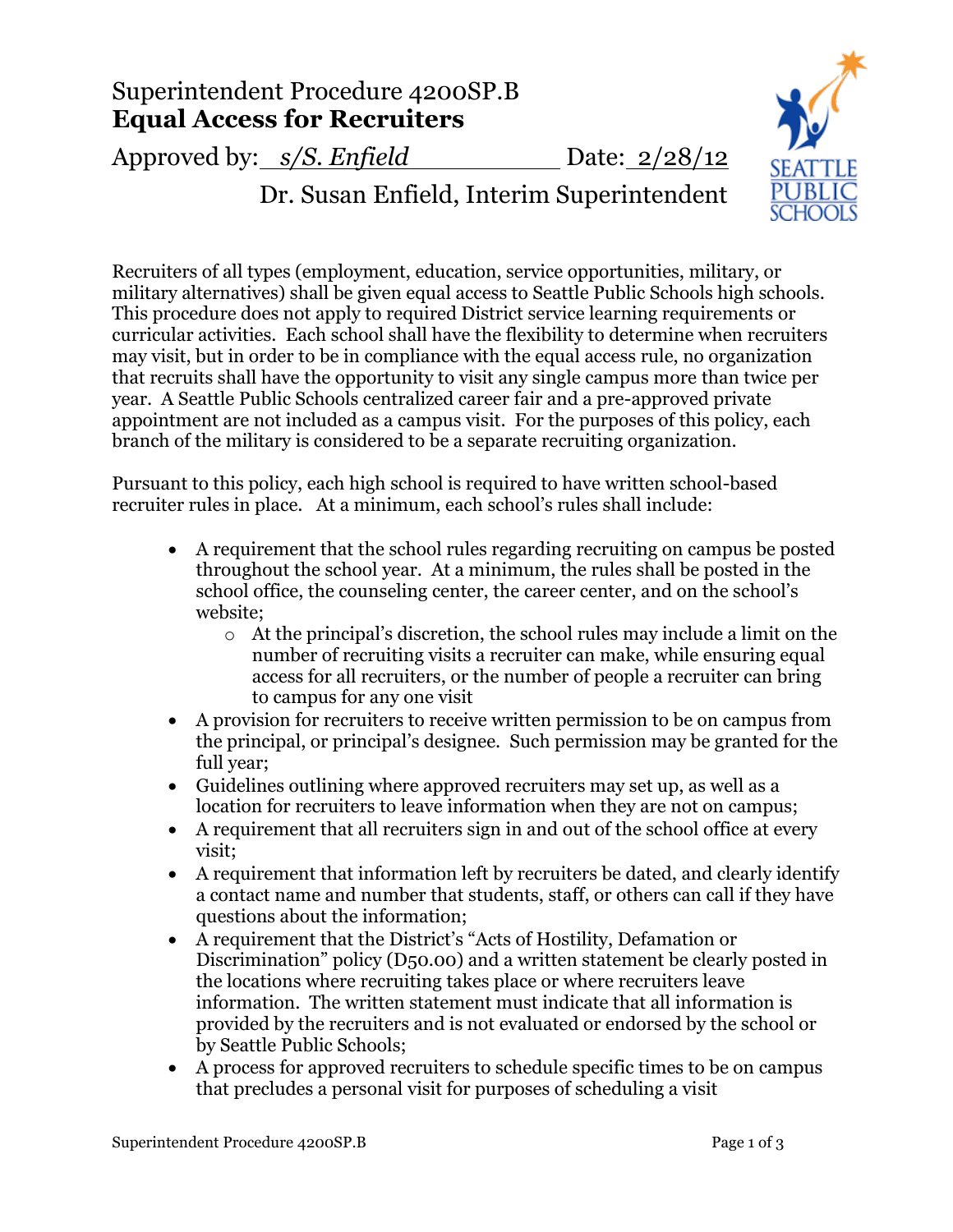# Superintendent Procedure 4200SP.B
# **Equal Access for Recruiters**

Approved by: *s/S. Enfield* Date: 2/28/12

Dr. Susan Enfield, Interim Superintendent

Recruiters of all types (employment, education, service opportunities, military, or military alternatives) shall be given equal access to Seattle Public Schools high schools. This procedure does not apply to required District service learning requirements or curricular activities. Each school shall have the flexibility to determine when recruiters may visit, but in order to be in compliance with the equal access rule, no organization that recruits shall have the opportunity to visit any single campus more than twice per year. A Seattle Public Schools centralized career fair and a pre-approved private appointment are not included as a campus visit. For the purposes of this policy, each branch of the military is considered to be a separate recruiting organization.

Pursuant to this policy, each high school is required to have written school-based recruiter rules in place. At a minimum, each school's rules shall include:

- A requirement that the school rules regarding recruiting on campus be posted throughout the school year. At a minimum, the rules shall be posted in the school office, the counseling center, the career center, and on the school's website;
  - At the principal's discretion, the school rules may include a limit on the number of recruiting visits a recruiter can make, while ensuring equal access for all recruiters, or the number of people a recruiter can bring to campus for any one visit
- A provision for recruiters to receive written permission to be on campus from the principal, or principal's designee. Such permission may be granted for the full year;
- Guidelines outlining where approved recruiters may set up, as well as a location for recruiters to leave information when they are not on campus;
- A requirement that all recruiters sign in and out of the school office at every visit;
- A requirement that information left by recruiters be dated, and clearly identify a contact name and number that students, staff, or others can call if they have questions about the information;
- A requirement that the District's "Acts of Hostility, Defamation or Discrimination" policy (D50.00) and a written statement be clearly posted in the locations where recruiting takes place or where recruiters leave information. The written statement must indicate that all information is provided by the recruiters and is not evaluated or endorsed by the school or by Seattle Public Schools;
- A process for approved recruiters to schedule specific times to be on campus that precludes a personal visit for purposes of scheduling a visit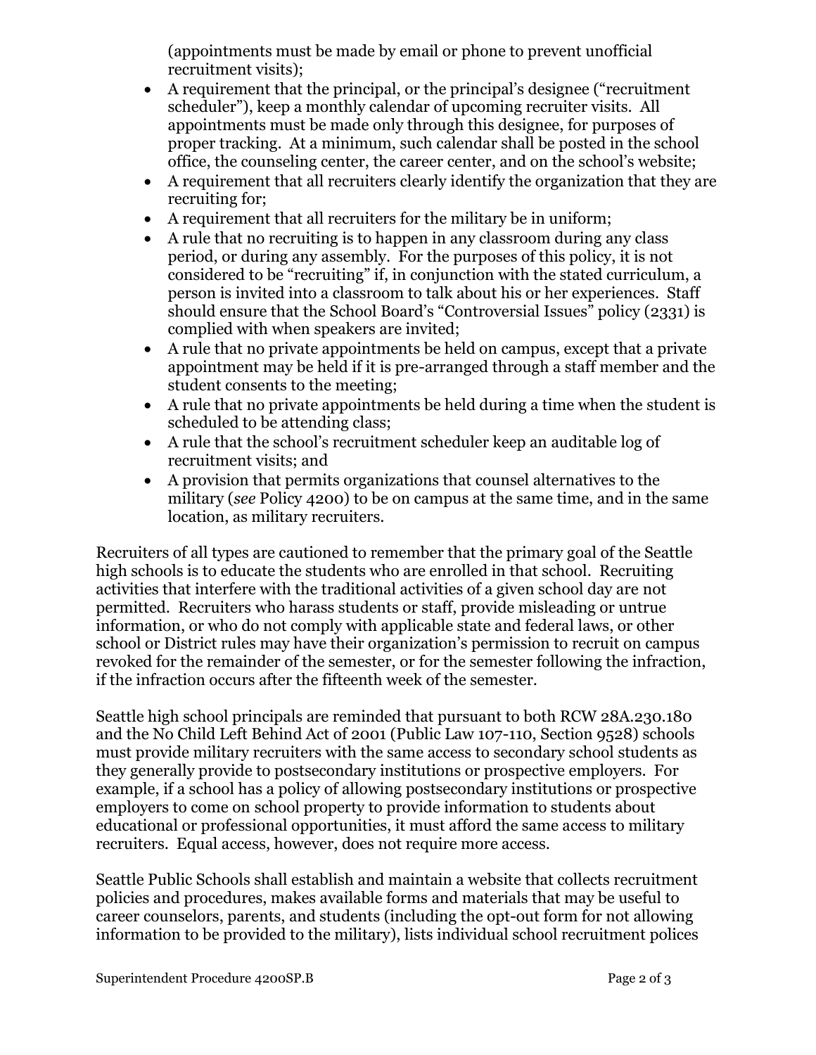(appointments must be made by email or phone to prevent unofficial recruitment visits);

- A requirement that the principal, or the principal's designee ("recruitment scheduler"), keep a monthly calendar of upcoming recruiter visits. All appointments must be made only through this designee, for purposes of proper tracking. At a minimum, such calendar shall be posted in the school office, the counseling center, the career center, and on the school's website;
- A requirement that all recruiters clearly identify the organization that they are recruiting for;
- A requirement that all recruiters for the military be in uniform;
- A rule that no recruiting is to happen in any classroom during any class period, or during any assembly. For the purposes of this policy, it is not considered to be "recruiting" if, in conjunction with the stated curriculum, a person is invited into a classroom to talk about his or her experiences. Staff should ensure that the School Board's "Controversial Issues" policy (2331) is complied with when speakers are invited;
- A rule that no private appointments be held on campus, except that a private appointment may be held if it is pre-arranged through a staff member and the student consents to the meeting;
- A rule that no private appointments be held during a time when the student is scheduled to be attending class;
- A rule that the school's recruitment scheduler keep an auditable log of recruitment visits; and
- A provision that permits organizations that counsel alternatives to the military (*see* Policy 4200) to be on campus at the same time, and in the same location, as military recruiters.

Recruiters of all types are cautioned to remember that the primary goal of the Seattle high schools is to educate the students who are enrolled in that school. Recruiting activities that interfere with the traditional activities of a given school day are not permitted. Recruiters who harass students or staff, provide misleading or untrue information, or who do not comply with applicable state and federal laws, or other school or District rules may have their organization's permission to recruit on campus revoked for the remainder of the semester, or for the semester following the infraction, if the infraction occurs after the fifteenth week of the semester.

Seattle high school principals are reminded that pursuant to both RCW 28A.230.180 and the No Child Left Behind Act of 2001 (Public Law 107-110, Section 9528) schools must provide military recruiters with the same access to secondary school students as they generally provide to postsecondary institutions or prospective employers. For example, if a school has a policy of allowing postsecondary institutions or prospective employers to come on school property to provide information to students about educational or professional opportunities, it must afford the same access to military recruiters. Equal access, however, does not require more access.

Seattle Public Schools shall establish and maintain a website that collects recruitment policies and procedures, makes available forms and materials that may be useful to career counselors, parents, and students (including the opt-out form for not allowing information to be provided to the military), lists individual school recruitment polices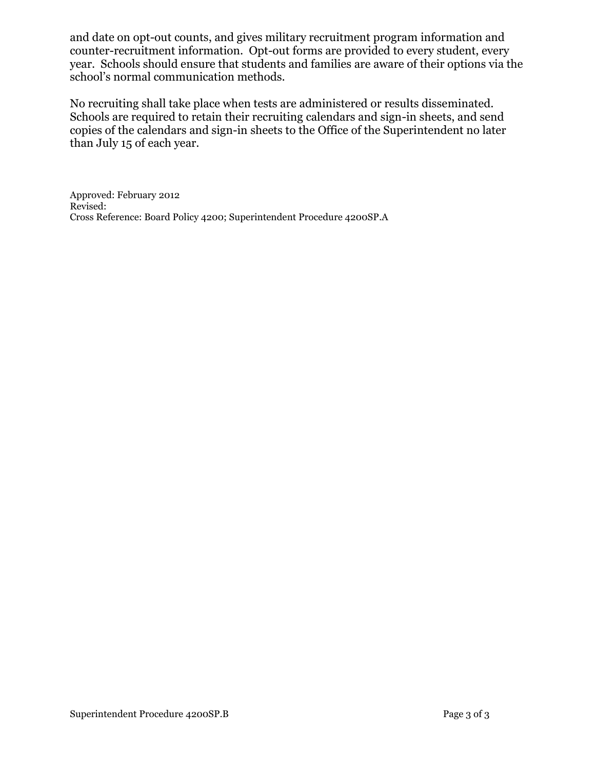and date on opt-out counts, and gives military recruitment program information and counter-recruitment information. Opt-out forms are provided to every student, every year. Schools should ensure that students and families are aware of their options via the school's normal communication methods.

No recruiting shall take place when tests are administered or results disseminated. Schools are required to retain their recruiting calendars and sign-in sheets, and send copies of the calendars and sign-in sheets to the Office of the Superintendent no later than July 15 of each year.

Approved: February 2012
Revised:
Cross Reference: Board Policy 4200; Superintendent Procedure 4200SP.A